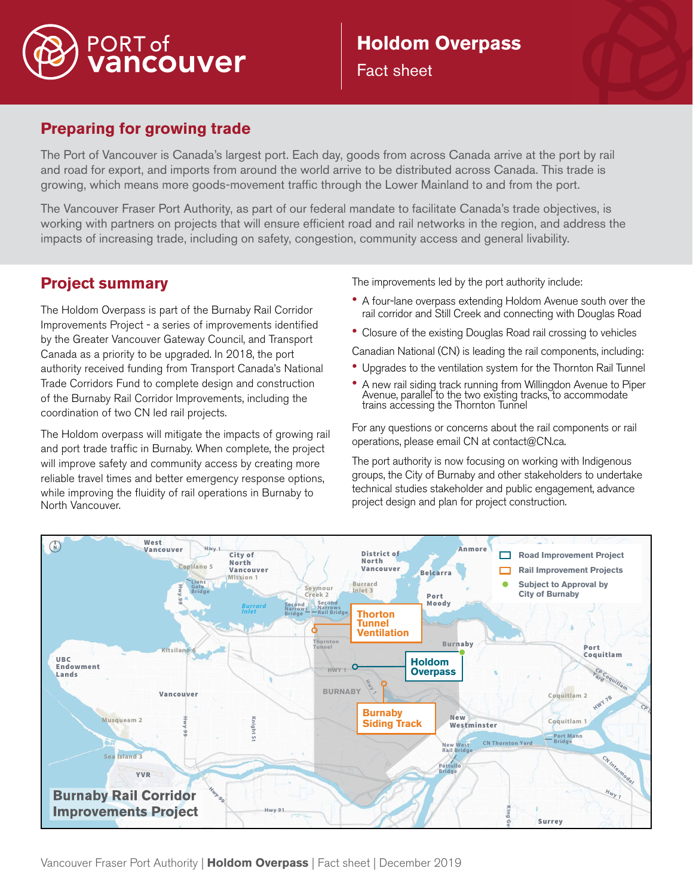# PORT of vancouver

## Holdom Overpass

Fact sheet

## Preparing for growing trade

The Port of Vancouver is Canada's largest port. Each day, goods from across Canada arrive at the port by rail and road for export, and imports from around the world arrive to be distributed across Canada. This trade is growing, which means more goods-movement traffic through the Lower Mainland to and from the port.

The Vancouver Fraser Port Authority, as part of our federal mandate to facilitate Canada's trade objectives, is working with partners on projects that will ensure efficient road and rail networks in the region, and address the impacts of increasing trade, including on safety, congestion, community access and general livability.

## Project summary

The Holdom Overpass is part of the Burnaby Rail Corridor Improvements Project - a series of improvements identified by the Greater Vancouver Gateway Council, and Transport Canada as a priority to be upgraded. In 2018, the port authority received funding from Transport Canada's National Trade Corridors Fund to complete design and construction of the Burnaby Rail Corridor Improvements, including the coordination of two CN led rail projects.

The Holdom overpass will mitigate the impacts of growing rail and port trade traffic in Burnaby. When complete, the project will improve safety and community access by creating more reliable travel times and better emergency response options, while improving the fluidity of rail operations in Burnaby to North Vancouver.

The improvements led by the port authority include:

- A four-lane overpass extending Holdom Avenue south over the rail corridor and Still Creek and connecting with Douglas Road
- Closure of the existing Douglas Road rail crossing to vehicles

Canadian National (CN) is leading the rail components, including:

- Upgrades to the ventilation system for the Thornton Rail Tunnel
- A new rail siding track running from Willingdon Avenue to Piper Avenue, parallel to the two existing tracks, to accommodate trains accessing the Thornton Tunnel

For any questions or concerns about the rail components or rail operations, please email CN at contact@CN.ca.

The port authority is now focusing on working with Indigenous groups, the City of Burnaby and other stakeholders to undertake technical studies stakeholder and public engagement, advance project design and plan for project construction.

**Burnaby Rail Corridor Improvements Project**

- Road Improvement Project
- Rail Improvement Projects
- Subject to Approval by City of Burnaby

Thorton Tunnel Ventilation | Holdom Overpass | Burnaby Siding Track

Vancouver Fraser Port Authority | **Holdom Overpass** | Fact sheet | December 2019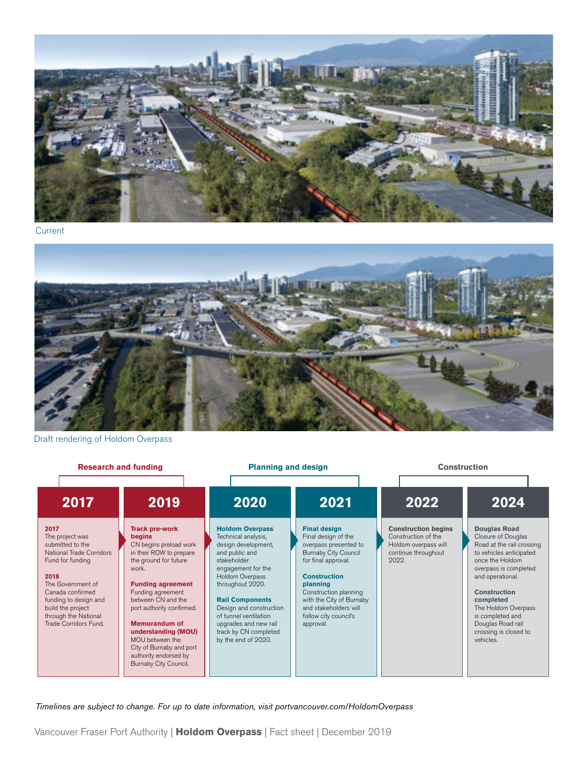Current

Draft rendering of Holdom Overpass

| Research and funding | | Planning and design | | Construction | |
|---|---|---|---|---|---|
| **2017** | **2019** | **2020** | **2021** | **2022** | **2024** |
| **2017** The project was submitted to the National Trade Corridors Fund for funding<br><br>**2018** The Government of Canada confirmed funding to design and build the project through the National Trade Corridors Fund. | **Track pre-work begins** CN begins preload work in their ROW to prepare the ground for future work.<br><br>**Funding agreement** Funding agreement between CN and the port authority confirmed.<br><br>**Memorandum of understanding (MOU)** MOU between the City of Burnaby and port authority endorsed by Burnaby City Council. | **Holdom Overpass** Technical analysis, design development, and public and stakeholder engagement for the Holdom Overpass throughout 2020.<br><br>**Rail Components** Design and construction of tunnel ventilation upgrades and new rail track by CN completed by the end of 2020. | **Final design** Final design of the overpass presented to Burnaby City Council for final approval.<br><br>**Construction planning** Construction planning with the City of Burnaby and stakeholders will follow city council's approval. | **Construction begins** Construction of the Holdom overpass will continue throughout 2022. | **Douglas Road** Closure of Douglas Road at the rail crossing to vehicles anticipated once the Holdom overpass is completed and operational.<br><br>**Construction completed** The Holdom Overpass is completed and Douglas Road rail crossing is closed to vehicles. |

*Timelines are subject to change. For up to date information, visit portvancouver.com/HoldomOverpass*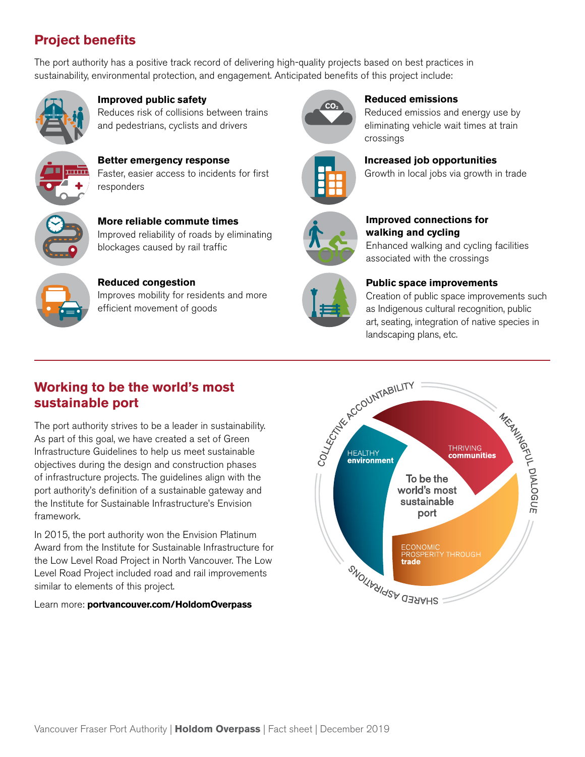## Project benefits

The port authority has a positive track record of delivering high-quality projects based on best practices in sustainability, environmental protection, and engagement. Anticipated benefits of this project include:

**Improved public safety**
Reduces risk of collisions between trains and pedestrians, cyclists and drivers

**Better emergency response**
Faster, easier access to incidents for first responders

**More reliable commute times**
Improved reliability of roads by eliminating blockages caused by rail traffic

**Reduced congestion**
Improves mobility for residents and more efficient movement of goods

**Reduced emissions**
Reduced emissios and energy use by eliminating vehicle wait times at train crossings

**Increased job opportunities**
Growth in local jobs via growth in trade

**Improved connections for walking and cycling**
Enhanced walking and cycling facilities associated with the crossings

**Public space improvements**
Creation of public space improvements such as Indigenous cultural recognition, public art, seating, integration of native species in landscaping plans, etc.

## Working to be the world's most sustainable port

The port authority strives to be a leader in sustainability. As part of this goal, we have created a set of Green Infrastructure Guidelines to help us meet sustainable objectives during the design and construction phases of infrastructure projects. The guidelines align with the port authority's definition of a sustainable gateway and the Institute for Sustainable Infrastructure's Envision framework.

In 2015, the port authority won the Envision Platinum Award from the Institute for Sustainable Infrastructure for the Low Level Road Project in North Vancouver. The Low Level Road Project included road and rail improvements similar to elements of this project.

Learn more: **portvancouver.com/HoldomOverpass**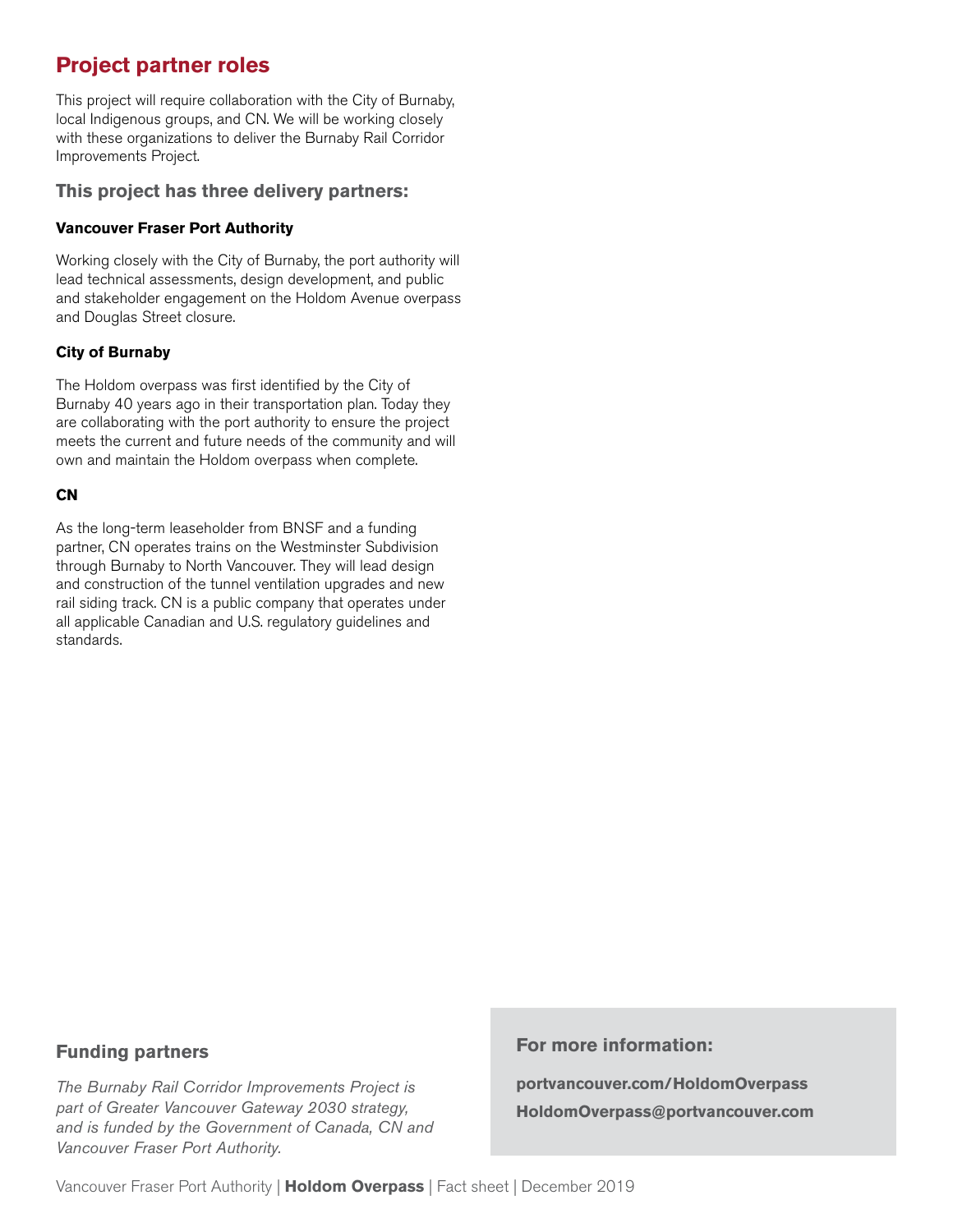## Project partner roles

This project will require collaboration with the City of Burnaby, local Indigenous groups, and CN. We will be working closely with these organizations to deliver the Burnaby Rail Corridor Improvements Project.

### This project has three delivery partners:

**Vancouver Fraser Port Authority**

Working closely with the City of Burnaby, the port authority will lead technical assessments, design development, and public and stakeholder engagement on the Holdom Avenue overpass and Douglas Street closure.

**City of Burnaby**

The Holdom overpass was first identified by the City of Burnaby 40 years ago in their transportation plan. Today they are collaborating with the port authority to ensure the project meets the current and future needs of the community and will own and maintain the Holdom overpass when complete.

**CN**

As the long-term leaseholder from BNSF and a funding partner, CN operates trains on the Westminster Subdivision through Burnaby to North Vancouver. They will lead design and construction of the tunnel ventilation upgrades and new rail siding track. CN is a public company that operates under all applicable Canadian and U.S. regulatory guidelines and standards.

### Funding partners

*The Burnaby Rail Corridor Improvements Project is part of Greater Vancouver Gateway 2030 strategy, and is funded by the Government of Canada, CN and Vancouver Fraser Port Authority.*

### For more information:

**portvancouver.com/HoldomOverpass**
**HoldomOverpass@portvancouver.com**